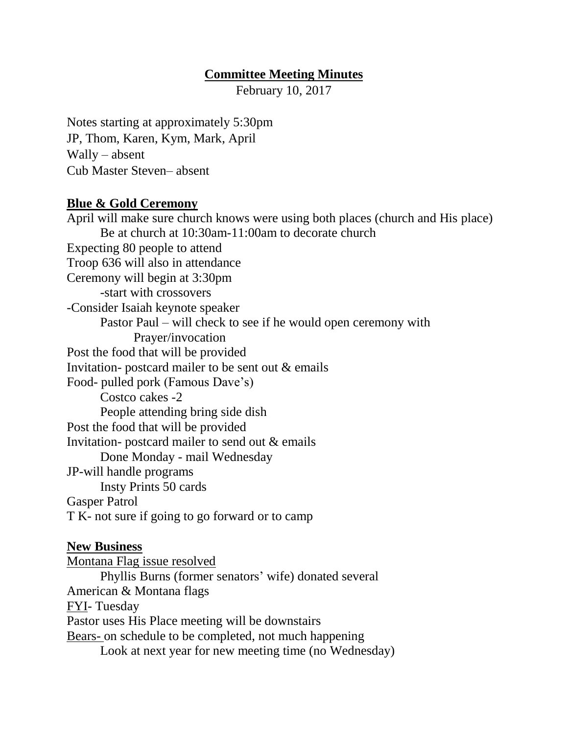## **Committee Meeting Minutes**

February 10, 2017

Notes starting at approximately 5:30pm
JP, Thom, Karen, Kym, Mark, April
Wally – absent
Cub Master Steven– absent

### **Blue & Gold Ceremony**

April will make sure church knows were using both places (church and His place)
    Be at church at 10:30am-11:00am to decorate church
Expecting 80 people to attend
Troop 636 will also in attendance
Ceremony will begin at 3:30pm
    -start with crossovers
-Consider Isaiah keynote speaker
    Pastor Paul – will check to see if he would open ceremony with
        Prayer/invocation
Post the food that will be provided
Invitation- postcard mailer to be sent out & emails
Food- pulled pork (Famous Dave's)
    Costco cakes -2
    People attending bring side dish
Post the food that will be provided
Invitation- postcard mailer to send out & emails
    Done Monday - mail Wednesday
JP-will handle programs
    Insty Prints 50 cards
Gasper Patrol
T K- not sure if going to go forward or to camp

### **New Business**

Montana Flag issue resolved
    Phyllis Burns (former senators' wife) donated several
American & Montana flags
FYI- Tuesday
Pastor uses His Place meeting will be downstairs
Bears- on schedule to be completed, not much happening
    Look at next year for new meeting time (no Wednesday)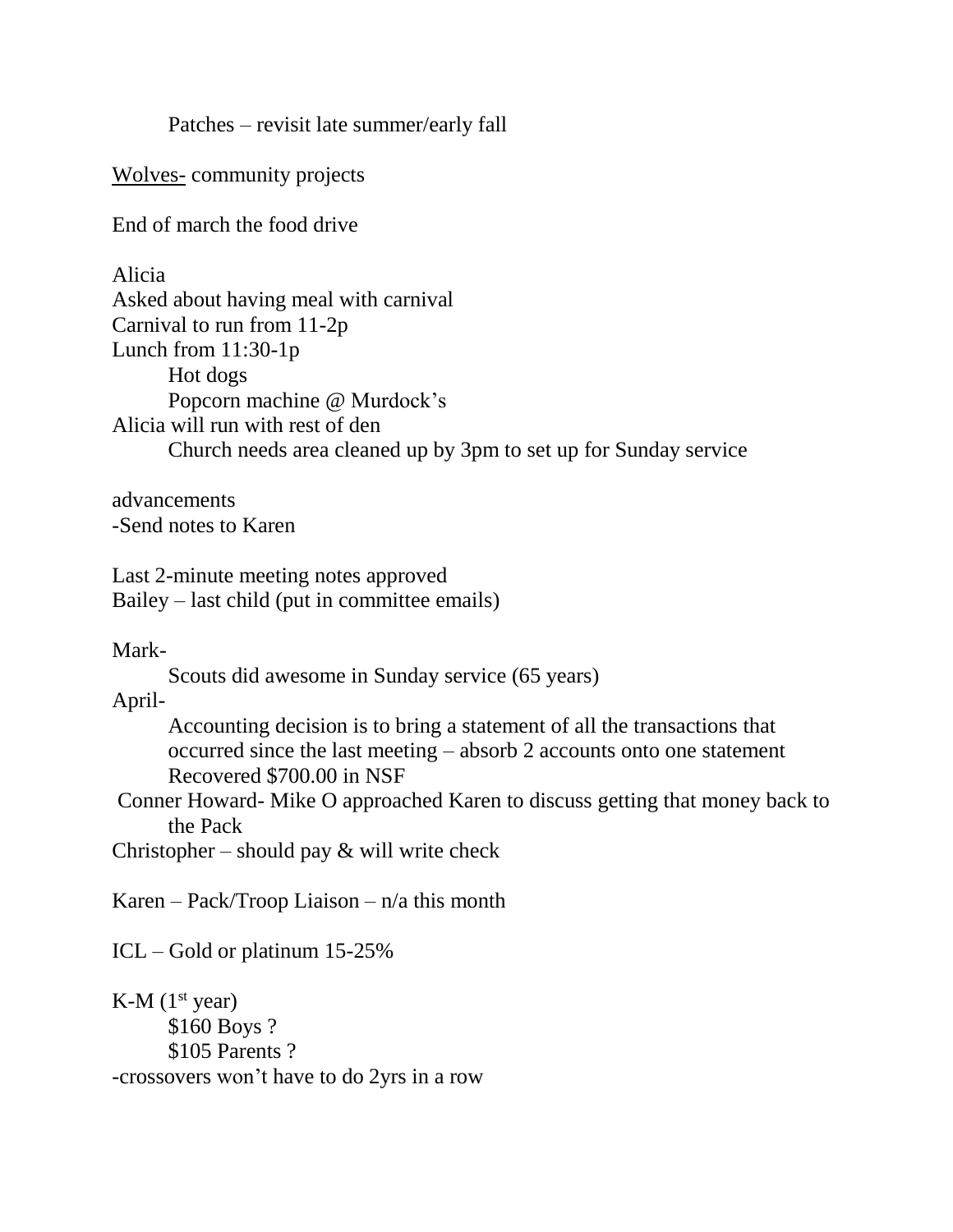Patches – revisit late summer/early fall

<u>Wolves-</u> community projects

End of march the food drive

Alicia
Asked about having meal with carnival
Carnival to run from 11-2p
Lunch from 11:30-1p

- Hot dogs
- Popcorn machine @ Murdock's

Alicia will run with rest of den

- Church needs area cleaned up by 3pm to set up for Sunday service

advancements
-Send notes to Karen

Last 2-minute meeting notes approved
Bailey – last child (put in committee emails)

Mark-

- Scouts did awesome in Sunday service (65 years)

April-

- Accounting decision is to bring a statement of all the transactions that occurred since the last meeting – absorb 2 accounts onto one statement
- Recovered $700.00 in NSF

Conner Howard- Mike O approached Karen to discuss getting that money back to the Pack
Christopher – should pay & will write check

Karen – Pack/Troop Liaison – n/a this month

ICL – Gold or platinum 15-25%

K-M (1st year)

- $160 Boys ?
- $105 Parents ?

-crossovers won't have to do 2yrs in a row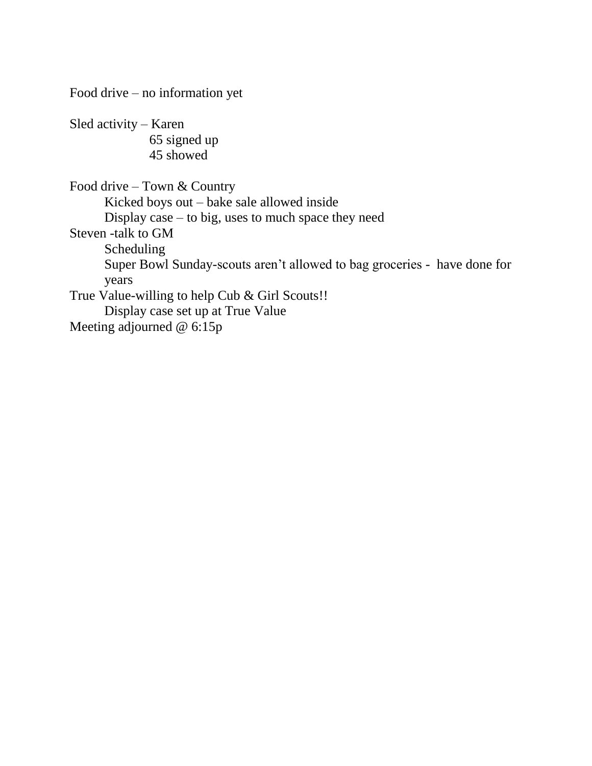Food drive – no information yet

Sled activity – Karen
- 65 signed up
- 45 showed

Food drive – Town & Country
- Kicked boys out – bake sale allowed inside
- Display case – to big, uses to much space they need

Steven -talk to GM
- Scheduling
- Super Bowl Sunday-scouts aren't allowed to bag groceries - have done for years

True Value-willing to help Cub & Girl Scouts!!
- Display case set up at True Value

Meeting adjourned @ 6:15p